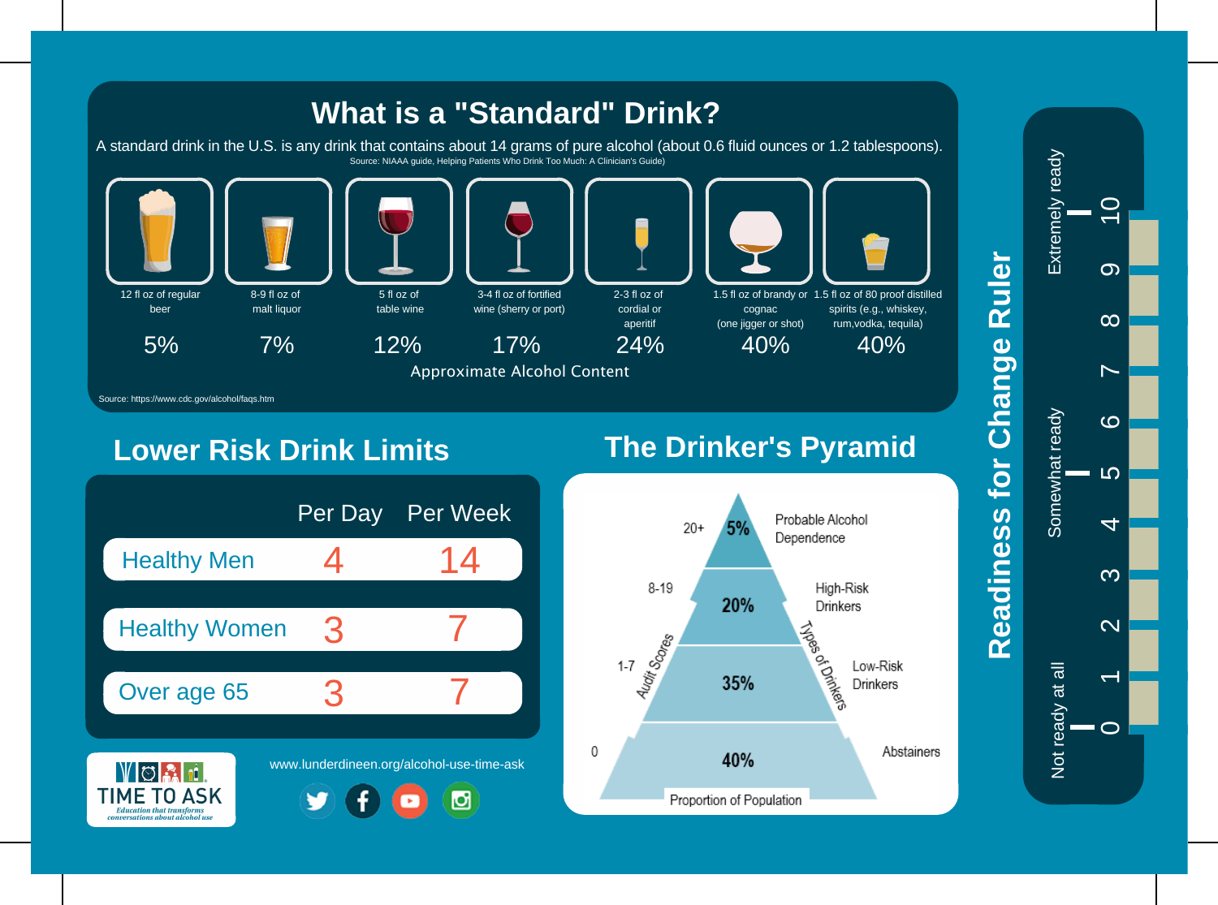# What is a "Standard" Drink?

A standard drink in the U.S. is any drink that contains about 14 grams of pure alcohol (about 0.6 fluid ounces or 1.2 tablespoons).

Source: NIAAA guide, Helping Patients Who Drink Too Much: A Clinician's Guide)

| 12 fl oz of regular beer | 8-9 fl oz of malt liquor | 5 fl oz of table wine | 3-4 fl oz of fortified wine (sherry or port) | 2-3 fl oz of cordial or aperitif | 1.5 fl oz of brandy or cognac (one jigger or shot) | 1.5 fl oz of 80 proof distilled spirits (e.g., whiskey, rum,vodka, tequila) |
|---|---|---|---|---|---|---|
| 5% | 7% | 12% | 17% | 24% | 40% | 40% |

Approximate Alcohol Content

Source: https://www.cdc.gov/alcohol/faqs.htm

## Lower Risk Drink Limits

| | Per Day | Per Week |
|---|---|---|
| Healthy Men | 4 | 14 |
| Healthy Women | 3 | 7 |
| Over age 65 | 3 | 7 |

## The Drinker's Pyramid

| Audit Scores | Proportion of Population | Types of Drinkers |
|---|---|---|
| 20+ | 5% | Probable Alcohol Dependence |
| 8-19 | 20% | High-Risk Drinkers |
| 1-7 | 35% | Low-Risk Drinkers |
| 0 | 40% | Abstainers |

## Readiness for Change Ruler

0 – Not ready at all
1
2
3
4
5 – Somewhat ready
6
7
8
9
10 – Extremely ready

TIME TO ASK
*Education that transforms conversations about alcohol use*

www.lunderdineen.org/alcohol-use-time-ask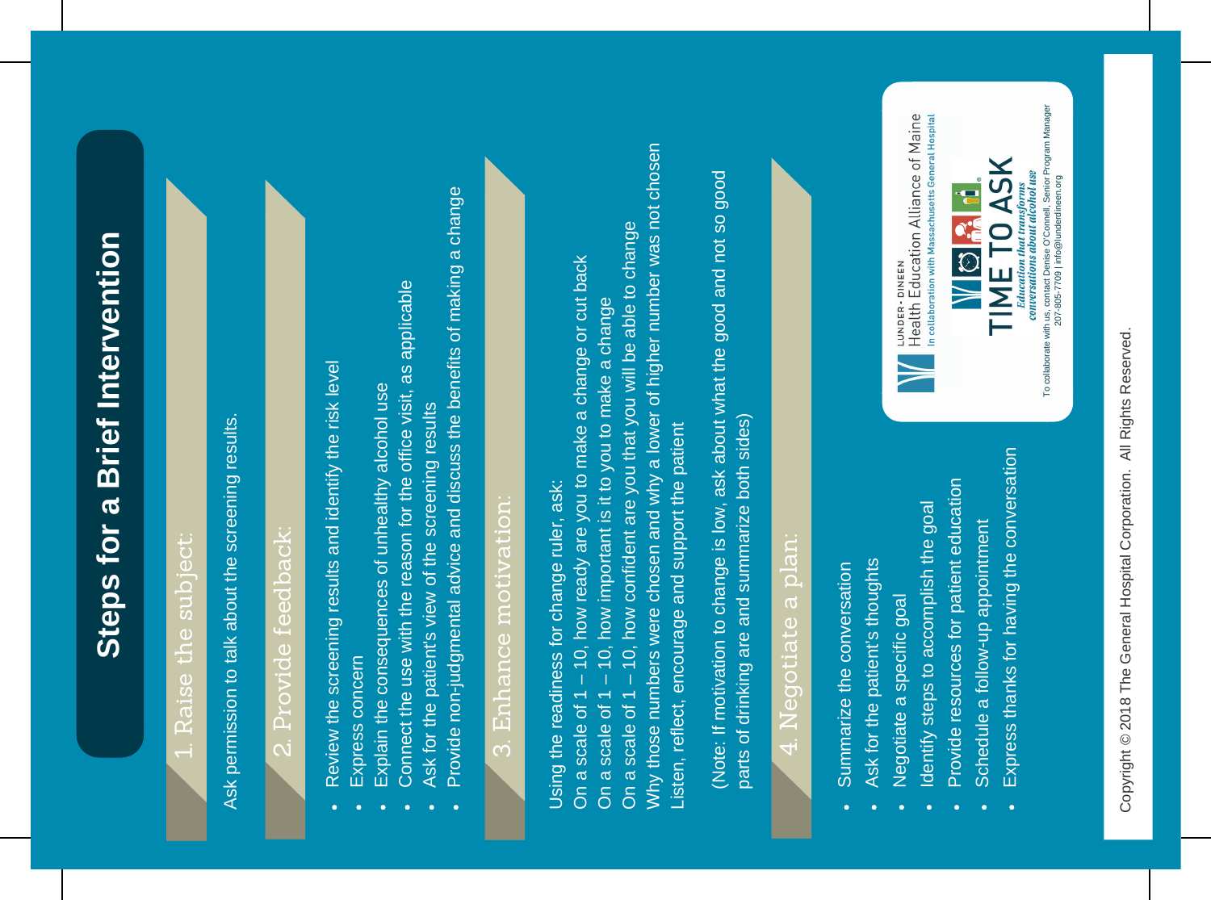# Steps for a Brief Intervention

## 1. Raise the subject:

Ask permission to talk about the screening results.

## 2. Provide feedback:

- Review the screening results and identify the risk level
- Express concern
- Explain the consequences of unhealthy alcohol use
- Connect the use with the reason for the office visit, as applicable
- Ask for the patient's view of the screening results
- Provide non-judgmental advice and discuss the benefits of making a change

## 3. Enhance motivation:

Using the readiness for change ruler, ask:
On a scale of 1 – 10, how ready are you to make a change or cut back
On a scale of 1 – 10, how important is it to you to make a change
On a scale of 1 – 10, how confident are you that you will be able to change
Why those numbers were chosen and why a lower of higher number was not chosen
Listen, reflect, encourage and support the patient

(Note: If motivation to change is low, ask about what the good and not so good parts of drinking are and summarize both sides)

## 4. Negotiate a plan:

- Summarize the conversation
- Ask for the patient's thoughts
- Negotiate a specific goal
- Identify steps to accomplish the goal
- Provide resources for patient education
- Schedule a follow-up appointment
- Express thanks for having the conversation

LUNDER • DINEEN
Health Education Alliance of Maine
In collaboration with Massachusetts General Hospital

TIME TO ASK®
*Education that transforms conversations about alcohol use*

To collaborate with us, contact Denise O'Connell, Senior Program Manager
207-805-7709 | info@lunderdineen.org

Copyright © 2018 The General Hospital Corporation. All Rights Reserved.